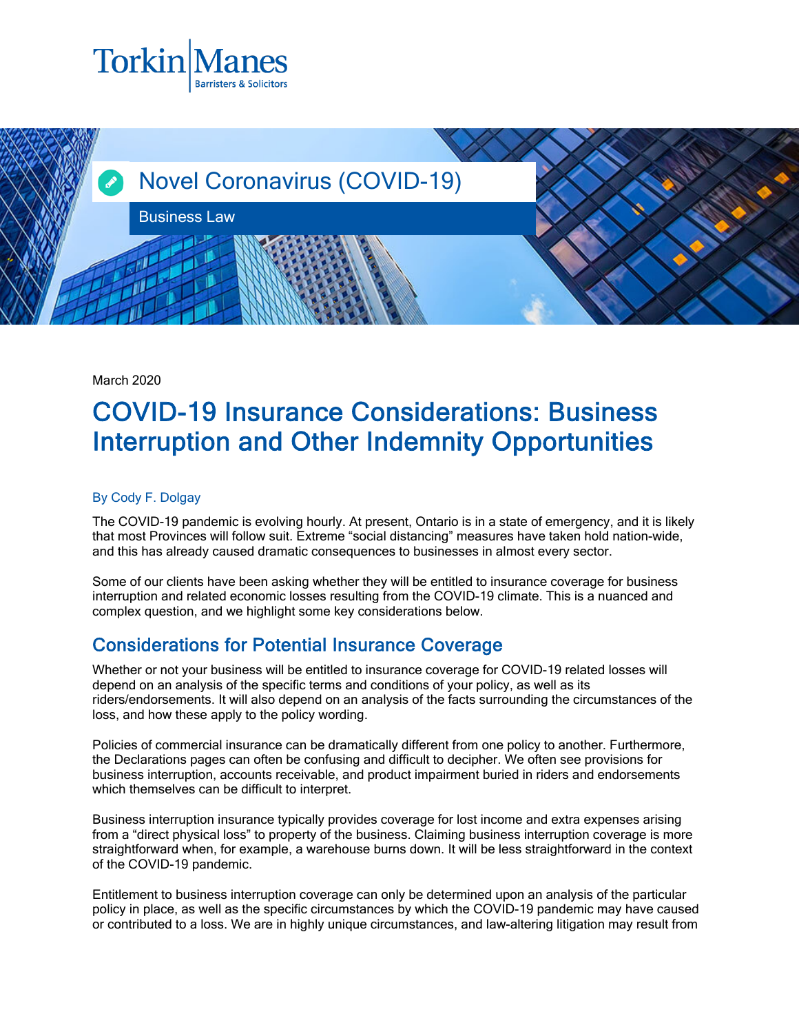Torkin Manes
Barristers & Solicitors

Novel Coronavirus (COVID-19)

Business Law

March 2020

# COVID-19 Insurance Considerations: Business Interruption and Other Indemnity Opportunities

By Cody F. Dolgay

The COVID-19 pandemic is evolving hourly. At present, Ontario is in a state of emergency, and it is likely that most Provinces will follow suit. Extreme "social distancing" measures have taken hold nation-wide, and this has already caused dramatic consequences to businesses in almost every sector.

Some of our clients have been asking whether they will be entitled to insurance coverage for business interruption and related economic losses resulting from the COVID-19 climate. This is a nuanced and complex question, and we highlight some key considerations below.

## Considerations for Potential Insurance Coverage

Whether or not your business will be entitled to insurance coverage for COVID-19 related losses will depend on an analysis of the specific terms and conditions of your policy, as well as its riders/endorsements. It will also depend on an analysis of the facts surrounding the circumstances of the loss, and how these apply to the policy wording.

Policies of commercial insurance can be dramatically different from one policy to another. Furthermore, the Declarations pages can often be confusing and difficult to decipher. We often see provisions for business interruption, accounts receivable, and product impairment buried in riders and endorsements which themselves can be difficult to interpret.

Business interruption insurance typically provides coverage for lost income and extra expenses arising from a "direct physical loss" to property of the business. Claiming business interruption coverage is more straightforward when, for example, a warehouse burns down. It will be less straightforward in the context of the COVID-19 pandemic.

Entitlement to business interruption coverage can only be determined upon an analysis of the particular policy in place, as well as the specific circumstances by which the COVID-19 pandemic may have caused or contributed to a loss. We are in highly unique circumstances, and law-altering litigation may result from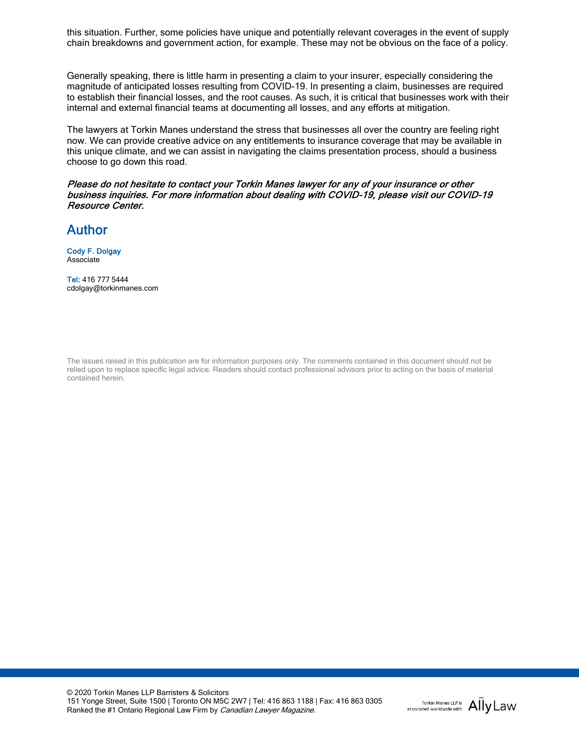this situation. Further, some policies have unique and potentially relevant coverages in the event of supply chain breakdowns and government action, for example. These may not be obvious on the face of a policy.

Generally speaking, there is little harm in presenting a claim to your insurer, especially considering the magnitude of anticipated losses resulting from COVID-19. In presenting a claim, businesses are required to establish their financial losses, and the root causes. As such, it is critical that businesses work with their internal and external financial teams at documenting all losses, and any efforts at mitigation.

The lawyers at Torkin Manes understand the stress that businesses all over the country are feeling right now. We can provide creative advice on any entitlements to insurance coverage that may be available in this unique climate, and we can assist in navigating the claims presentation process, should a business choose to go down this road.

***Please do not hesitate to contact your Torkin Manes lawyer for any of your insurance or other business inquiries. For more information about dealing with COVID-19, please visit our COVID-19 Resource Center.***

## Author

Cody F. Dolgay
Associate

Tel: 416 777 5444
cdolgay@torkinmanes.com

The issues raised in this publication are for information purposes only. The comments contained in this document should not be relied upon to replace specific legal advice. Readers should contact professional advisors prior to acting on the basis of material contained herein.

© 2020 Torkin Manes LLP Barristers & Solicitors
151 Yonge Street, Suite 1500 | Toronto ON M5C 2W7 | Tel: 416 863 1188 | Fax: 416 863 0305
Ranked the #1 Ontario Regional Law Firm by *Canadian Lawyer Magazine*.

Torkin Manes LLP is associated worldwide with AllyLaw